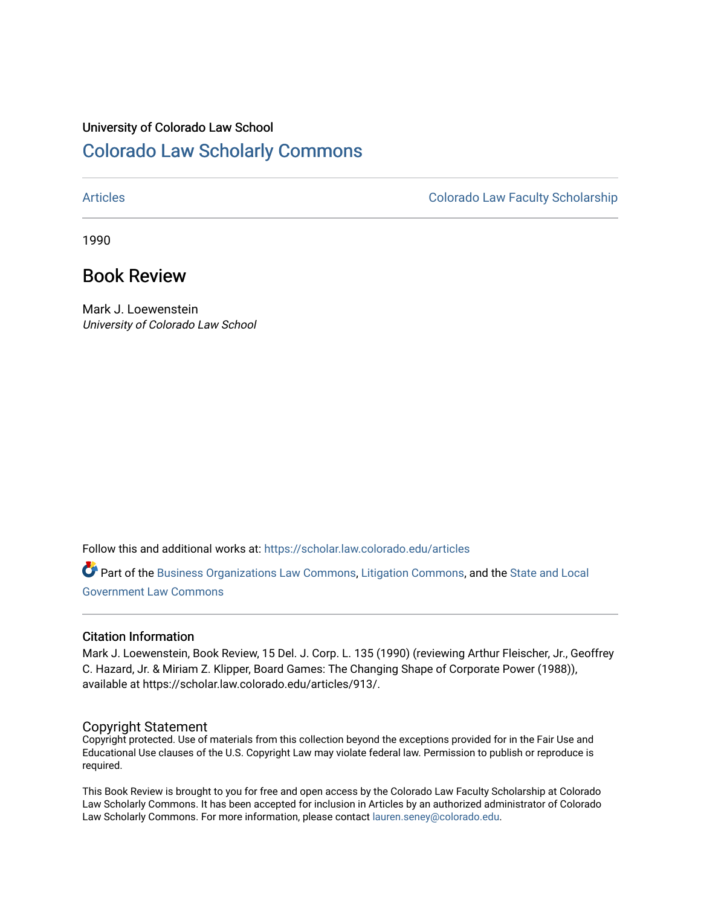University of Colorado Law School

# Colorado Law Scholarly Commons

Articles | Colorado Law Faculty Scholarship

1990

## Book Review

Mark J. Loewenstein
*University of Colorado Law School*

Follow this and additional works at: https://scholar.law.colorado.edu/articles

Part of the Business Organizations Law Commons, Litigation Commons, and the State and Local Government Law Commons

### Citation Information

Mark J. Loewenstein, Book Review, 15 Del. J. Corp. L. 135 (1990) (reviewing Arthur Fleischer, Jr., Geoffrey C. Hazard, Jr. & Miriam Z. Klipper, Board Games: The Changing Shape of Corporate Power (1988)), available at https://scholar.law.colorado.edu/articles/913/.

### Copyright Statement

Copyright protected. Use of materials from this collection beyond the exceptions provided for in the Fair Use and Educational Use clauses of the U.S. Copyright Law may violate federal law. Permission to publish or reproduce is required.

This Book Review is brought to you for free and open access by the Colorado Law Faculty Scholarship at Colorado Law Scholarly Commons. It has been accepted for inclusion in Articles by an authorized administrator of Colorado Law Scholarly Commons. For more information, please contact lauren.seney@colorado.edu.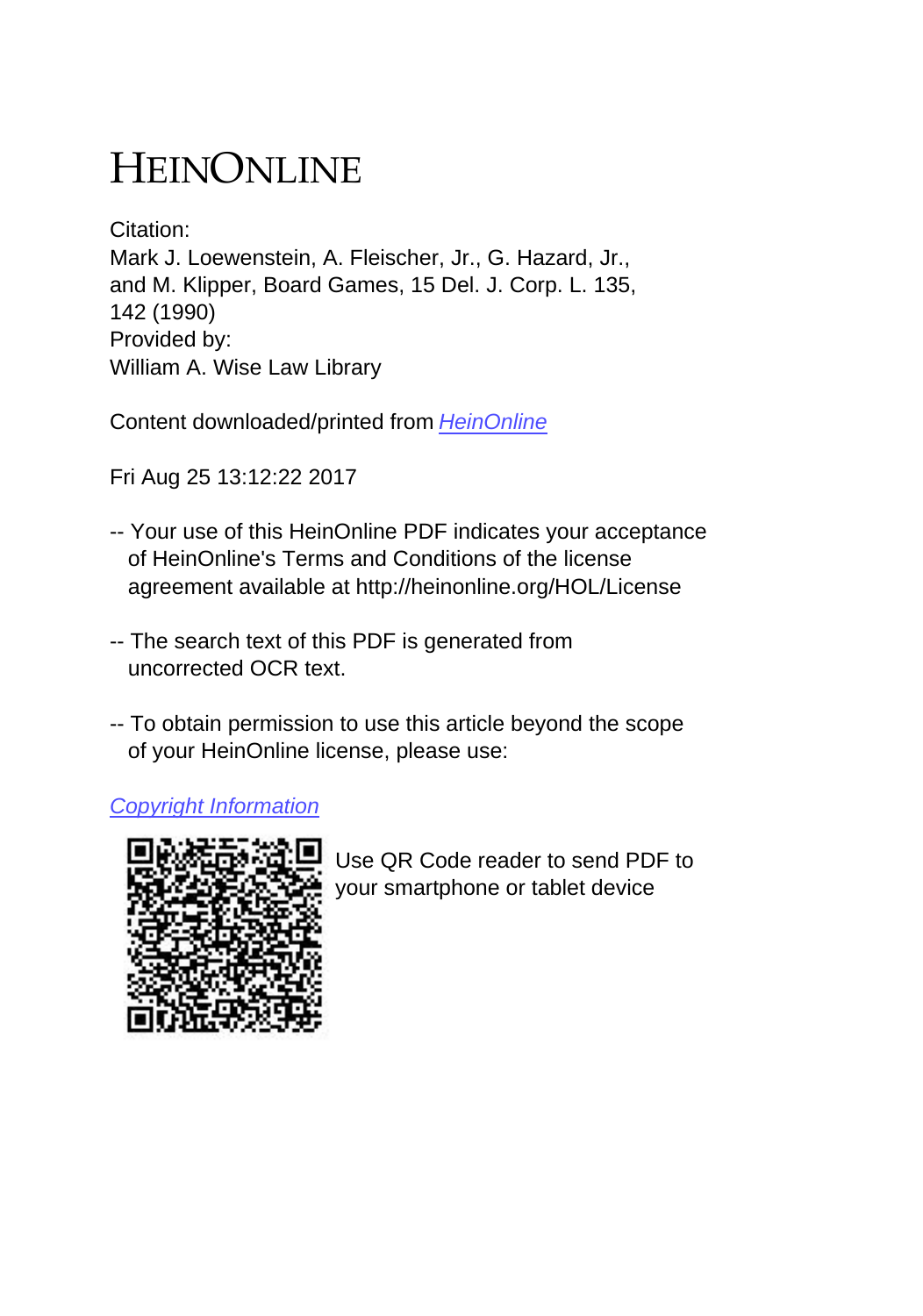# HEINONLINE

Citation:
Mark J. Loewenstein, A. Fleischer, Jr., G. Hazard, Jr.,
and M. Klipper, Board Games, 15 Del. J. Corp. L. 135,
142 (1990)
Provided by:
William A. Wise Law Library

Content downloaded/printed from [HeinOnline](http://heinonline.org)

Fri Aug 25 13:12:22 2017

-- Your use of this HeinOnline PDF indicates your acceptance of HeinOnline's Terms and Conditions of the license agreement available at http://heinonline.org/HOL/License

-- The search text of this PDF is generated from uncorrected OCR text.

-- To obtain permission to use this article beyond the scope of your HeinOnline license, please use:

Copyright Information

Use QR Code reader to send PDF to your smartphone or tablet device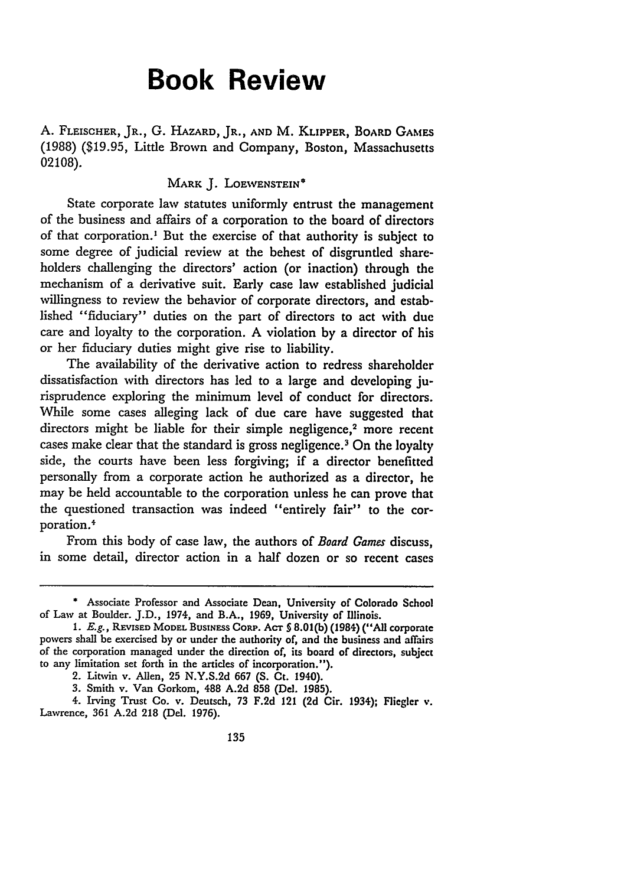# Book Review

A. FLEISCHER, JR., G. HAZARD, JR., AND M. KLIPPER, BOARD GAMES (1988) ($19.95, Little Brown and Company, Boston, Massachusetts 02108).

MARK J. LOEWENSTEIN*

State corporate law statutes uniformly entrust the management of the business and affairs of a corporation to the board of directors of that corporation.[1] But the exercise of that authority is subject to some degree of judicial review at the behest of disgruntled shareholders challenging the directors' action (or inaction) through the mechanism of a derivative suit. Early case law established judicial willingness to review the behavior of corporate directors, and established "fiduciary" duties on the part of directors to act with due care and loyalty to the corporation. A violation by a director of his or her fiduciary duties might give rise to liability.

The availability of the derivative action to redress shareholder dissatisfaction with directors has led to a large and developing jurisprudence exploring the minimum level of conduct for directors. While some cases alleging lack of due care have suggested that directors might be liable for their simple negligence,[2] more recent cases make clear that the standard is gross negligence.[3] On the loyalty side, the courts have been less forgiving; if a director benefitted personally from a corporate action he authorized as a director, he may be held accountable to the corporation unless he can prove that the questioned transaction was indeed "entirely fair" to the corporation.[4]

From this body of case law, the authors of *Board Games* discuss, in some detail, director action in a half dozen or so recent cases

---

\* Associate Professor and Associate Dean, University of Colorado School of Law at Boulder. J.D., 1974, and B.A., 1969, University of Illinois.

1. *E.g.*, REVISED MODEL BUSINESS CORP. ACT § 8.01(b) (1984) ("All corporate powers shall be exercised by or under the authority of, and the business and affairs of the corporation managed under the direction of, its board of directors, subject to any limitation set forth in the articles of incorporation.").

2. Litwin v. Allen, 25 N.Y.S.2d 667 (S. Ct. 1940).

3. Smith v. Van Gorkom, 488 A.2d 858 (Del. 1985).

4. Irving Trust Co. v. Deutsch, 73 F.2d 121 (2d Cir. 1934); Fliegler v. Lawrence, 361 A.2d 218 (Del. 1976).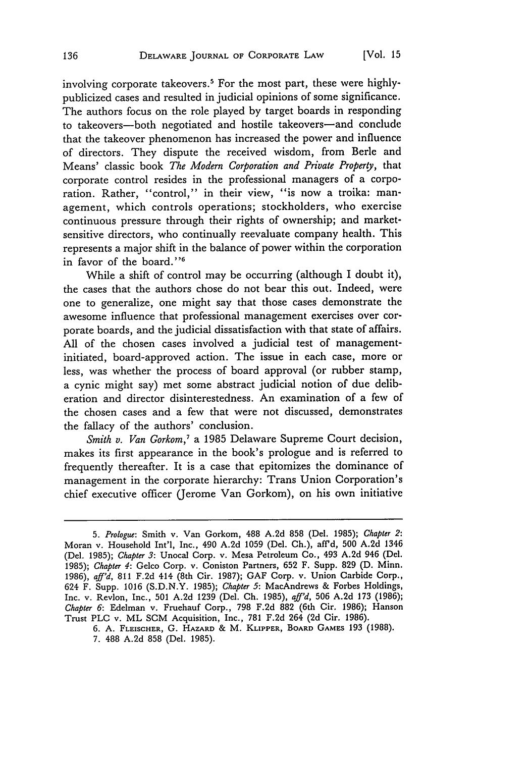involving corporate takeovers.[5] For the most part, these were highly-publicized cases and resulted in judicial opinions of some significance. The authors focus on the role played by target boards in responding to takeovers—both negotiated and hostile takeovers—and conclude that the takeover phenomenon has increased the power and influence of directors. They dispute the received wisdom, from Berle and Means' classic book *The Modern Corporation and Private Property*, that corporate control resides in the professional managers of a corporation. Rather, "control," in their view, "is now a troika: management, which controls operations; stockholders, who exercise continuous pressure through their rights of ownership; and market-sensitive directors, who continually reevaluate company health. This represents a major shift in the balance of power within the corporation in favor of the board."[6]

While a shift of control may be occurring (although I doubt it), the cases that the authors chose do not bear this out. Indeed, were one to generalize, one might say that those cases demonstrate the awesome influence that professional management exercises over corporate boards, and the judicial dissatisfaction with that state of affairs. All of the chosen cases involved a judicial test of management-initiated, board-approved action. The issue in each case, more or less, was whether the process of board approval (or rubber stamp, a cynic might say) met some abstract judicial notion of due deliberation and director disinterestedness. An examination of a few of the chosen cases and a few that were not discussed, demonstrates the fallacy of the authors' conclusion.

*Smith v. Van Gorkom*,[7] a 1985 Delaware Supreme Court decision, makes its first appearance in the book's prologue and is referred to frequently thereafter. It is a case that epitomizes the dominance of management in the corporate hierarchy: Trans Union Corporation's chief executive officer (Jerome Van Gorkom), on his own initiative

---

5. *Prologue*: Smith v. Van Gorkom, 488 A.2d 858 (Del. 1985); *Chapter 2*: Moran v. Household Int'l, Inc., 490 A.2d 1059 (Del. Ch.), aff'd, 500 A.2d 1346 (Del. 1985); *Chapter 3*: Unocal Corp. v. Mesa Petroleum Co., 493 A.2d 946 (Del. 1985); *Chapter 4*: Gelco Corp. v. Coniston Partners, 652 F. Supp. 829 (D. Minn. 1986), *aff'd*, 811 F.2d 414 (8th Cir. 1987); GAF Corp. v. Union Carbide Corp., 624 F. Supp. 1016 (S.D.N.Y. 1985); *Chapter 5*: MacAndrews & Forbes Holdings, Inc. v. Revlon, Inc., 501 A.2d 1239 (Del. Ch. 1985), *aff'd*, 506 A.2d 173 (1986); *Chapter 6*: Edelman v. Fruehauf Corp., 798 F.2d 882 (6th Cir. 1986); Hanson Trust PLC v. ML SCM Acquisition, Inc., 781 F.2d 264 (2d Cir. 1986).

6. A. Fleischer, G. Hazard & M. Klipper, Board Games 193 (1988).

7. 488 A.2d 858 (Del. 1985).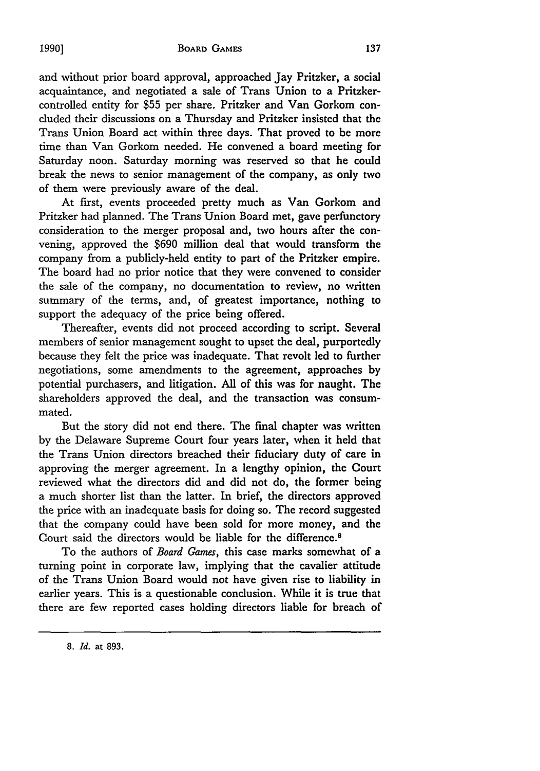and without prior board approval, approached Jay Pritzker, a social acquaintance, and negotiated a sale of Trans Union to a Pritzker-controlled entity for $55 per share. Pritzker and Van Gorkom concluded their discussions on a Thursday and Pritzker insisted that the Trans Union Board act within three days. That proved to be more time than Van Gorkom needed. He convened a board meeting for Saturday noon. Saturday morning was reserved so that he could break the news to senior management of the company, as only two of them were previously aware of the deal.

At first, events proceeded pretty much as Van Gorkom and Pritzker had planned. The Trans Union Board met, gave perfunctory consideration to the merger proposal and, two hours after the convening, approved the $690 million deal that would transform the company from a publicly-held entity to part of the Pritzker empire. The board had no prior notice that they were convened to consider the sale of the company, no documentation to review, no written summary of the terms, and, of greatest importance, nothing to support the adequacy of the price being offered.

Thereafter, events did not proceed according to script. Several members of senior management sought to upset the deal, purportedly because they felt the price was inadequate. That revolt led to further negotiations, some amendments to the agreement, approaches by potential purchasers, and litigation. All of this was for naught. The shareholders approved the deal, and the transaction was consummated.

But the story did not end there. The final chapter was written by the Delaware Supreme Court four years later, when it held that the Trans Union directors breached their fiduciary duty of care in approving the merger agreement. In a lengthy opinion, the Court reviewed what the directors did and did not do, the former being a much shorter list than the latter. In brief, the directors approved the price with an inadequate basis for doing so. The record suggested that the company could have been sold for more money, and the Court said the directors would be liable for the difference.[8]

To the authors of *Board Games*, this case marks somewhat of a turning point in corporate law, implying that the cavalier attitude of the Trans Union Board would not have given rise to liability in earlier years. This is a questionable conclusion. While it is true that there are few reported cases holding directors liable for breach of

---

8. *Id.* at 893.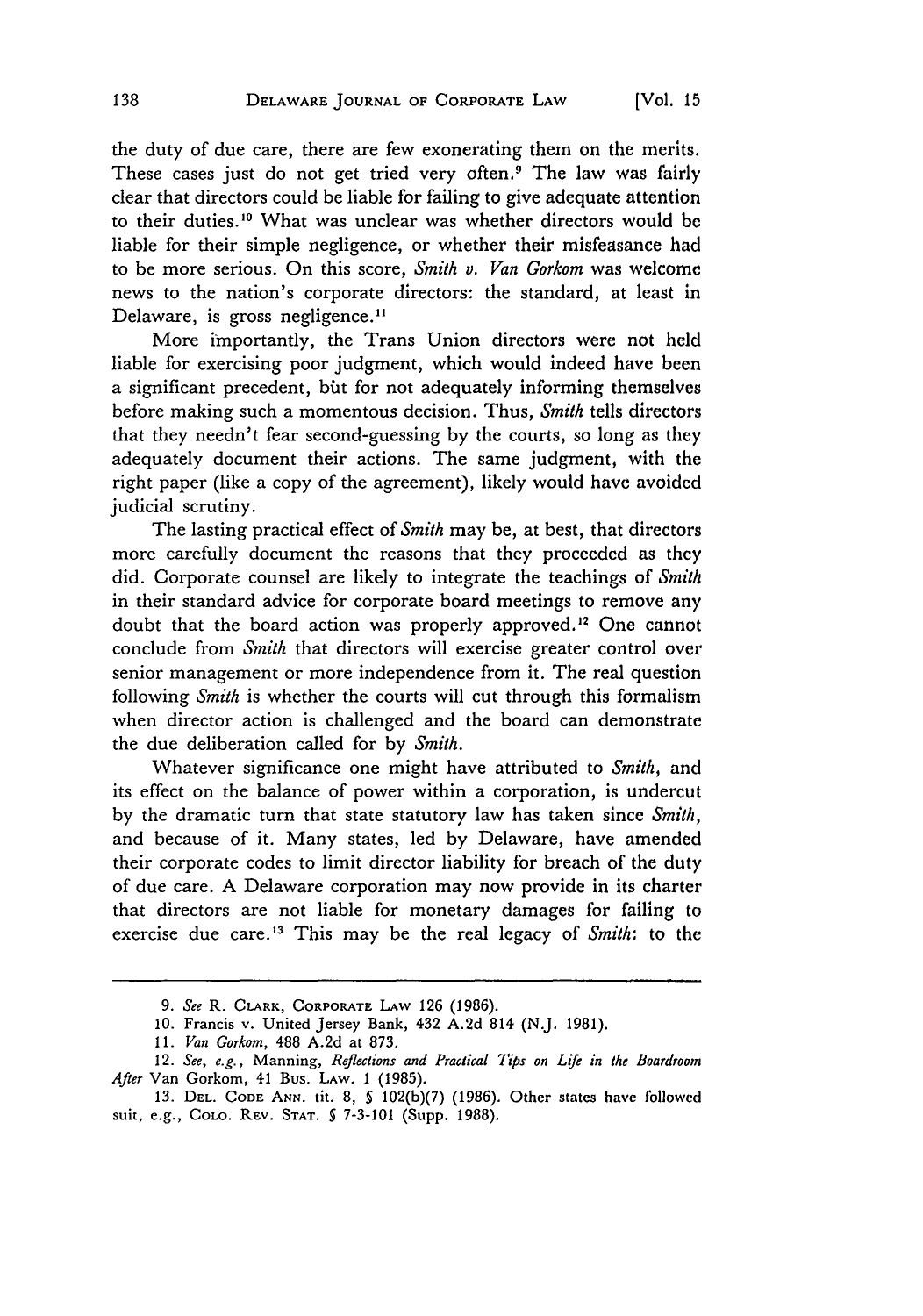the duty of due care, there are few exonerating them on the merits. These cases just do not get tried very often.[9] The law was fairly clear that directors could be liable for failing to give adequate attention to their duties.[10] What was unclear was whether directors would be liable for their simple negligence, or whether their misfeasance had to be more serious. On this score, *Smith v. Van Gorkom* was welcome news to the nation's corporate directors: the standard, at least in Delaware, is gross negligence.[11]

More importantly, the Trans Union directors were not held liable for exercising poor judgment, which would indeed have been a significant precedent, but for not adequately informing themselves before making such a momentous decision. Thus, *Smith* tells directors that they needn't fear second-guessing by the courts, so long as they adequately document their actions. The same judgment, with the right paper (like a copy of the agreement), likely would have avoided judicial scrutiny.

The lasting practical effect of *Smith* may be, at best, that directors more carefully document the reasons that they proceeded as they did. Corporate counsel are likely to integrate the teachings of *Smith* in their standard advice for corporate board meetings to remove any doubt that the board action was properly approved.[12] One cannot conclude from *Smith* that directors will exercise greater control over senior management or more independence from it. The real question following *Smith* is whether the courts will cut through this formalism when director action is challenged and the board can demonstrate the due deliberation called for by *Smith*.

Whatever significance one might have attributed to *Smith*, and its effect on the balance of power within a corporation, is undercut by the dramatic turn that state statutory law has taken since *Smith*, and because of it. Many states, led by Delaware, have amended their corporate codes to limit director liability for breach of the duty of due care. A Delaware corporation may now provide in its charter that directors are not liable for monetary damages for failing to exercise due care.[13] This may be the real legacy of *Smith*: to the

---

9. *See* R. CLARK, CORPORATE LAW 126 (1986).

10. Francis v. United Jersey Bank, 432 A.2d 814 (N.J. 1981).

11. *Van Gorkom*, 488 A.2d at 873.

12. *See, e.g.*, Manning, *Reflections and Practical Tips on Life in the Boardroom After* Van Gorkom, 41 BUS. LAW. 1 (1985).

13. DEL. CODE ANN. tit. 8, § 102(b)(7) (1986). Other states have followed suit, e.g., COLO. REV. STAT. § 7-3-101 (Supp. 1988).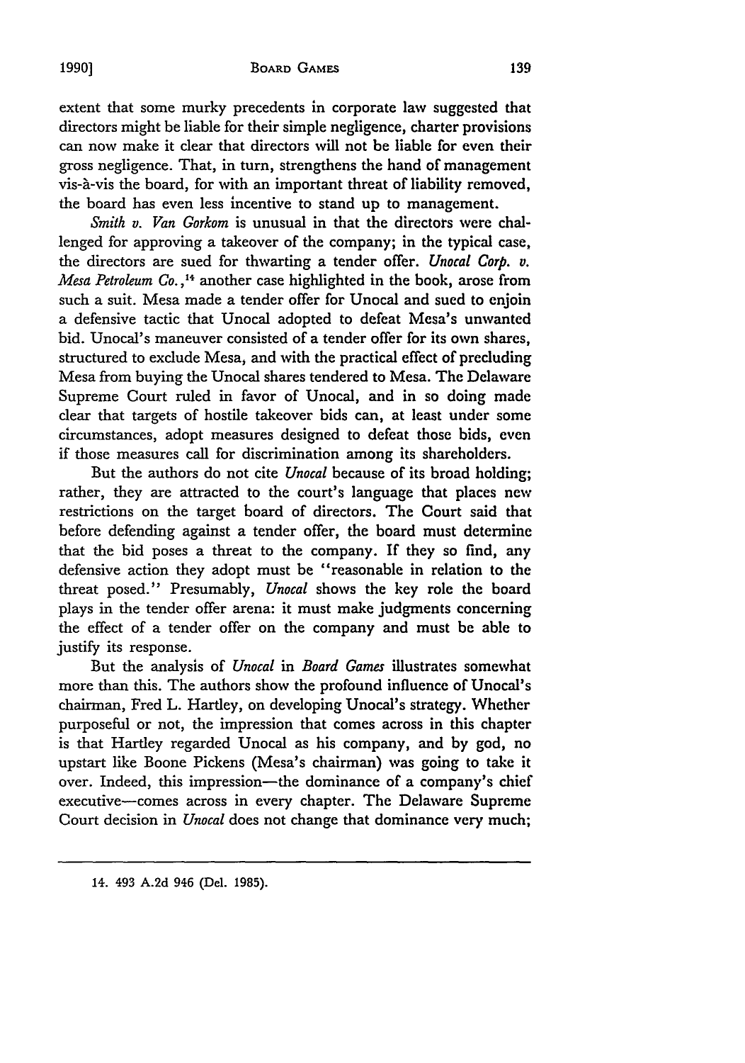extent that some murky precedents in corporate law suggested that directors might be liable for their simple negligence, charter provisions can now make it clear that directors will not be liable for even their gross negligence. That, in turn, strengthens the hand of management vis-à-vis the board, for with an important threat of liability removed, the board has even less incentive to stand up to management.

*Smith v. Van Gorkom* is unusual in that the directors were challenged for approving a takeover of the company; in the typical case, the directors are sued for thwarting a tender offer. *Unocal Corp. v. Mesa Petroleum Co.*,[14] another case highlighted in the book, arose from such a suit. Mesa made a tender offer for Unocal and sued to enjoin a defensive tactic that Unocal adopted to defeat Mesa's unwanted bid. Unocal's maneuver consisted of a tender offer for its own shares, structured to exclude Mesa, and with the practical effect of precluding Mesa from buying the Unocal shares tendered to Mesa. The Delaware Supreme Court ruled in favor of Unocal, and in so doing made clear that targets of hostile takeover bids can, at least under some circumstances, adopt measures designed to defeat those bids, even if those measures call for discrimination among its shareholders.

But the authors do not cite *Unocal* because of its broad holding; rather, they are attracted to the court's language that places new restrictions on the target board of directors. The Court said that before defending against a tender offer, the board must determine that the bid poses a threat to the company. If they so find, any defensive action they adopt must be "reasonable in relation to the threat posed." Presumably, *Unocal* shows the key role the board plays in the tender offer arena: it must make judgments concerning the effect of a tender offer on the company and must be able to justify its response.

But the analysis of *Unocal* in *Board Games* illustrates somewhat more than this. The authors show the profound influence of Unocal's chairman, Fred L. Hartley, on developing Unocal's strategy. Whether purposeful or not, the impression that comes across in this chapter is that Hartley regarded Unocal as his company, and by god, no upstart like Boone Pickens (Mesa's chairman) was going to take it over. Indeed, this impression—the dominance of a company's chief executive—comes across in every chapter. The Delaware Supreme Court decision in *Unocal* does not change that dominance very much;

---

14. 493 A.2d 946 (Del. 1985).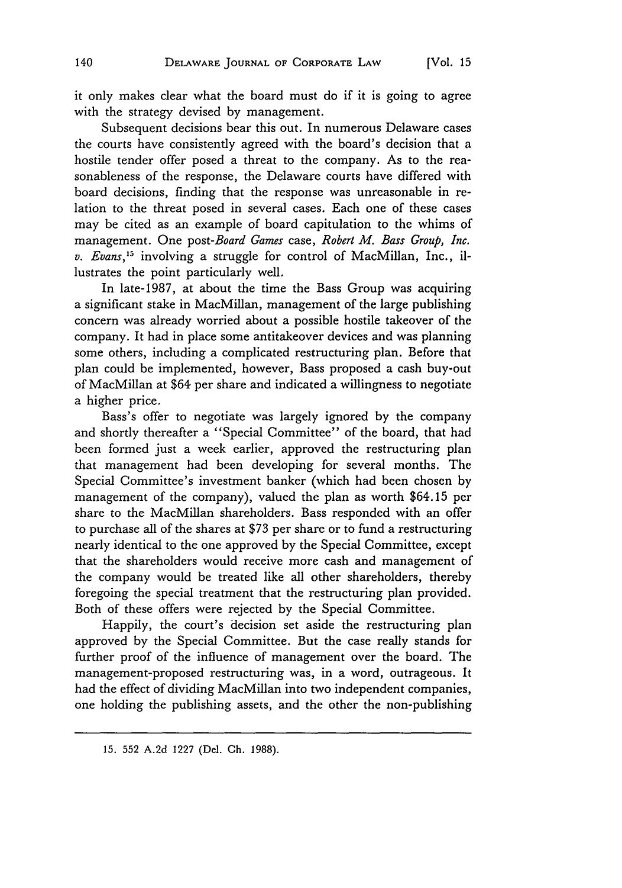it only makes clear what the board must do if it is going to agree with the strategy devised by management.

Subsequent decisions bear this out. In numerous Delaware cases the courts have consistently agreed with the board's decision that a hostile tender offer posed a threat to the company. As to the reasonableness of the response, the Delaware courts have differed with board decisions, finding that the response was unreasonable in relation to the threat posed in several cases. Each one of these cases may be cited as an example of board capitulation to the whims of management. One post-*Board Games* case, *Robert M. Bass Group, Inc. v. Evans*,[15] involving a struggle for control of MacMillan, Inc., illustrates the point particularly well.

In late-1987, at about the time the Bass Group was acquiring a significant stake in MacMillan, management of the large publishing concern was already worried about a possible hostile takeover of the company. It had in place some antitakeover devices and was planning some others, including a complicated restructuring plan. Before that plan could be implemented, however, Bass proposed a cash buy-out of MacMillan at $64 per share and indicated a willingness to negotiate a higher price.

Bass's offer to negotiate was largely ignored by the company and shortly thereafter a "Special Committee" of the board, that had been formed just a week earlier, approved the restructuring plan that management had been developing for several months. The Special Committee's investment banker (which had been chosen by management of the company), valued the plan as worth $64.15 per share to the MacMillan shareholders. Bass responded with an offer to purchase all of the shares at $73 per share or to fund a restructuring nearly identical to the one approved by the Special Committee, except that the shareholders would receive more cash and management of the company would be treated like all other shareholders, thereby foregoing the special treatment that the restructuring plan provided. Both of these offers were rejected by the Special Committee.

Happily, the court's decision set aside the restructuring plan approved by the Special Committee. But the case really stands for further proof of the influence of management over the board. The management-proposed restructuring was, in a word, outrageous. It had the effect of dividing MacMillan into two independent companies, one holding the publishing assets, and the other the non-publishing

---

15. 552 A.2d 1227 (Del. Ch. 1988).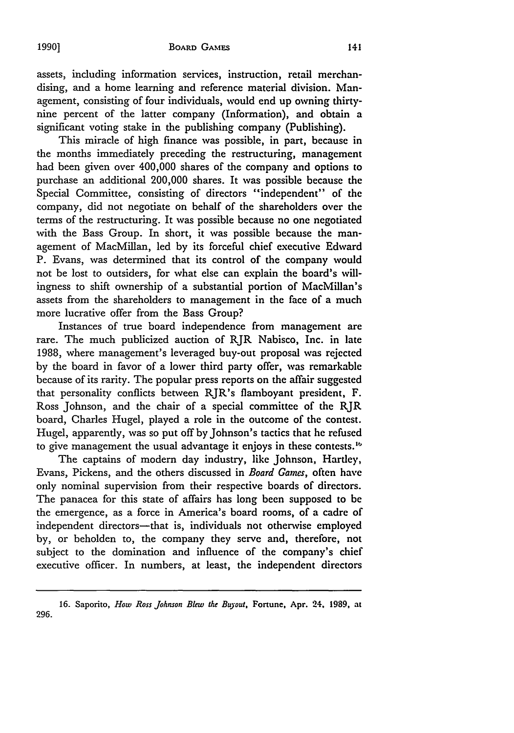assets, including information services, instruction, retail merchandising, and a home learning and reference material division. Management, consisting of four individuals, would end up owning thirty-nine percent of the latter company (Information), and obtain a significant voting stake in the publishing company (Publishing).

This miracle of high finance was possible, in part, because in the months immediately preceding the restructuring, management had been given over 400,000 shares of the company and options to purchase an additional 200,000 shares. It was possible because the Special Committee, consisting of directors "independent" of the company, did not negotiate on behalf of the shareholders over the terms of the restructuring. It was possible because no one negotiated with the Bass Group. In short, it was possible because the management of MacMillan, led by its forceful chief executive Edward P. Evans, was determined that its control of the company would not be lost to outsiders, for what else can explain the board's willingness to shift ownership of a substantial portion of MacMillan's assets from the shareholders to management in the face of a much more lucrative offer from the Bass Group?

Instances of true board independence from management are rare. The much publicized auction of RJR Nabisco, Inc. in late 1988, where management's leveraged buy-out proposal was rejected by the board in favor of a lower third party offer, was remarkable because of its rarity. The popular press reports on the affair suggested that personality conflicts between RJR's flamboyant president, F. Ross Johnson, and the chair of a special committee of the RJR board, Charles Hugel, played a role in the outcome of the contest. Hugel, apparently, was so put off by Johnson's tactics that he refused to give management the usual advantage it enjoys in these contests.[16]

The captains of modern day industry, like Johnson, Hartley, Evans, Pickens, and the others discussed in *Board Games*, often have only nominal supervision from their respective boards of directors. The panacea for this state of affairs has long been supposed to be the emergence, as a force in America's board rooms, of a cadre of independent directors—that is, individuals not otherwise employed by, or beholden to, the company they serve and, therefore, not subject to the domination and influence of the company's chief executive officer. In numbers, at least, the independent directors

---

16. Saporito, *How Ross Johnson Blew the Buyout*, Fortune, Apr. 24, 1989, at 296.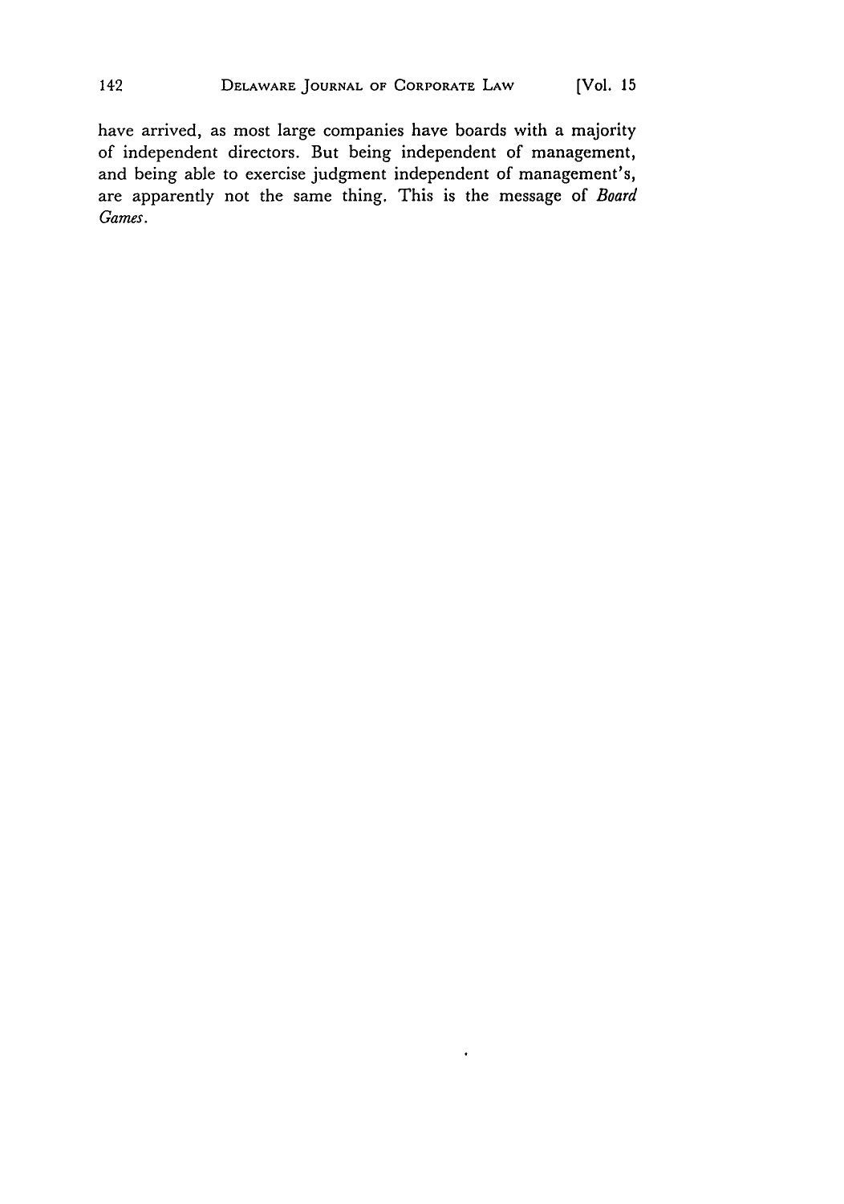have arrived, as most large companies have boards with a majority of independent directors. But being independent of management, and being able to exercise judgment independent of management's, are apparently not the same thing. This is the message of *Board Games*.